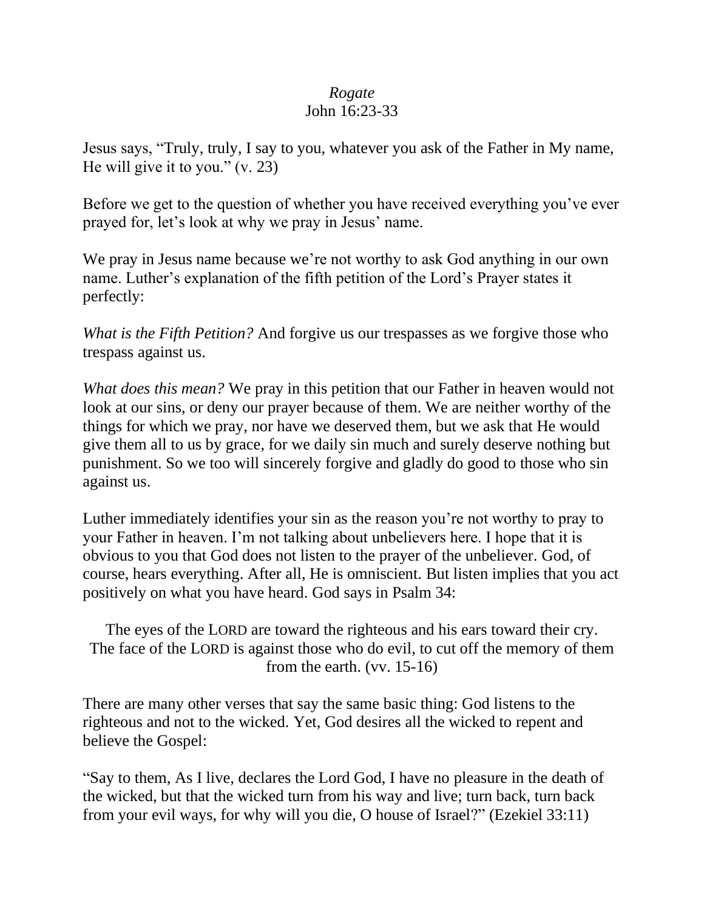*Rogate*
John 16:23-33

Jesus says, "Truly, truly, I say to you, whatever you ask of the Father in My name, He will give it to you." (v. 23)

Before we get to the question of whether you have received everything you've ever prayed for, let's look at why we pray in Jesus' name.

We pray in Jesus name because we're not worthy to ask God anything in our own name. Luther's explanation of the fifth petition of the Lord's Prayer states it perfectly:

*What is the Fifth Petition?* And forgive us our trespasses as we forgive those who trespass against us.

*What does this mean?* We pray in this petition that our Father in heaven would not look at our sins, or deny our prayer because of them. We are neither worthy of the things for which we pray, nor have we deserved them, but we ask that He would give them all to us by grace, for we daily sin much and surely deserve nothing but punishment. So we too will sincerely forgive and gladly do good to those who sin against us.

Luther immediately identifies your sin as the reason you're not worthy to pray to your Father in heaven. I'm not talking about unbelievers here. I hope that it is obvious to you that God does not listen to the prayer of the unbeliever. God, of course, hears everything. After all, He is omniscient. But listen implies that you act positively on what you have heard. God says in Psalm 34:

> The eyes of the LORD are toward the righteous and his ears toward their cry. The face of the LORD is against those who do evil, to cut off the memory of them from the earth. (vv. 15-16)

There are many other verses that say the same basic thing: God listens to the righteous and not to the wicked. Yet, God desires all the wicked to repent and believe the Gospel:

"Say to them, As I live, declares the Lord God, I have no pleasure in the death of the wicked, but that the wicked turn from his way and live; turn back, turn back from your evil ways, for why will you die, O house of Israel?" (Ezekiel 33:11)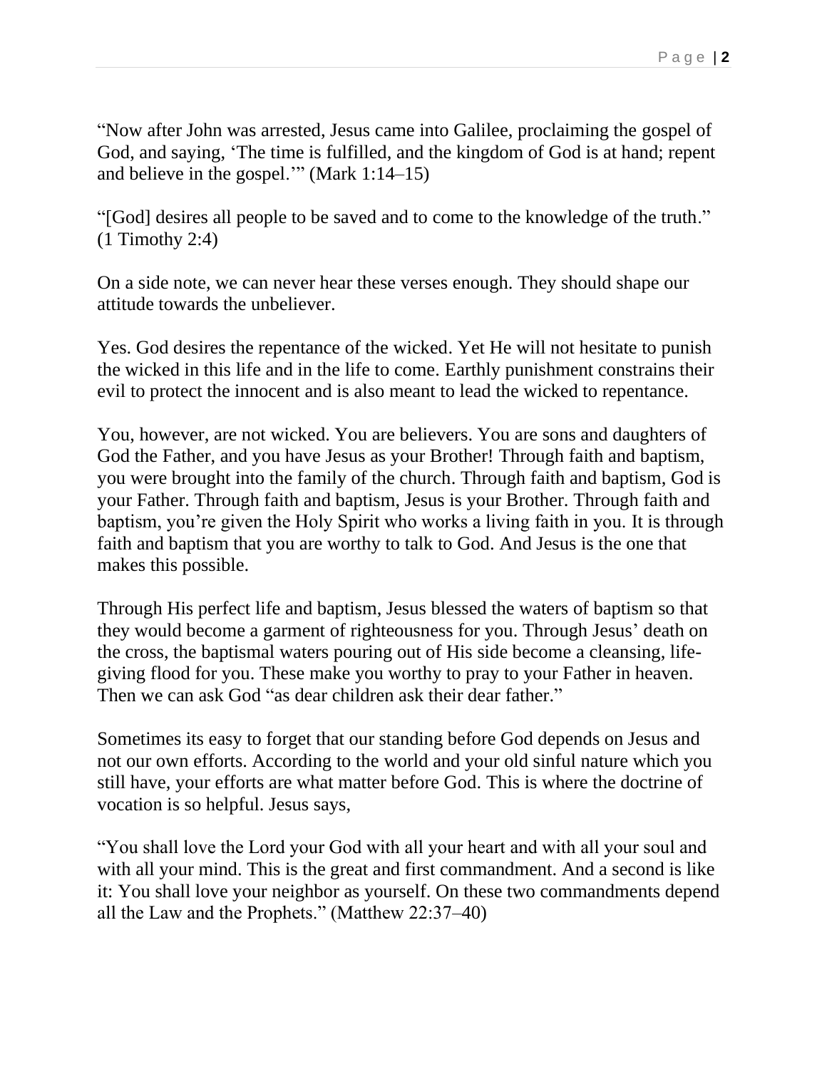"Now after John was arrested, Jesus came into Galilee, proclaiming the gospel of God, and saying, 'The time is fulfilled, and the kingdom of God is at hand; repent and believe in the gospel.'" (Mark 1:14–15)

"[God] desires all people to be saved and to come to the knowledge of the truth." (1 Timothy 2:4)

On a side note, we can never hear these verses enough. They should shape our attitude towards the unbeliever.

Yes. God desires the repentance of the wicked. Yet He will not hesitate to punish the wicked in this life and in the life to come. Earthly punishment constrains their evil to protect the innocent and is also meant to lead the wicked to repentance.

You, however, are not wicked. You are believers. You are sons and daughters of God the Father, and you have Jesus as your Brother! Through faith and baptism, you were brought into the family of the church. Through faith and baptism, God is your Father. Through faith and baptism, Jesus is your Brother. Through faith and baptism, you're given the Holy Spirit who works a living faith in you. It is through faith and baptism that you are worthy to talk to God. And Jesus is the one that makes this possible.

Through His perfect life and baptism, Jesus blessed the waters of baptism so that they would become a garment of righteousness for you. Through Jesus' death on the cross, the baptismal waters pouring out of His side become a cleansing, life-giving flood for you. These make you worthy to pray to your Father in heaven. Then we can ask God "as dear children ask their dear father."

Sometimes its easy to forget that our standing before God depends on Jesus and not our own efforts. According to the world and your old sinful nature which you still have, your efforts are what matter before God. This is where the doctrine of vocation is so helpful. Jesus says,

"You shall love the Lord your God with all your heart and with all your soul and with all your mind. This is the great and first commandment. And a second is like it: You shall love your neighbor as yourself. On these two commandments depend all the Law and the Prophets." (Matthew 22:37–40)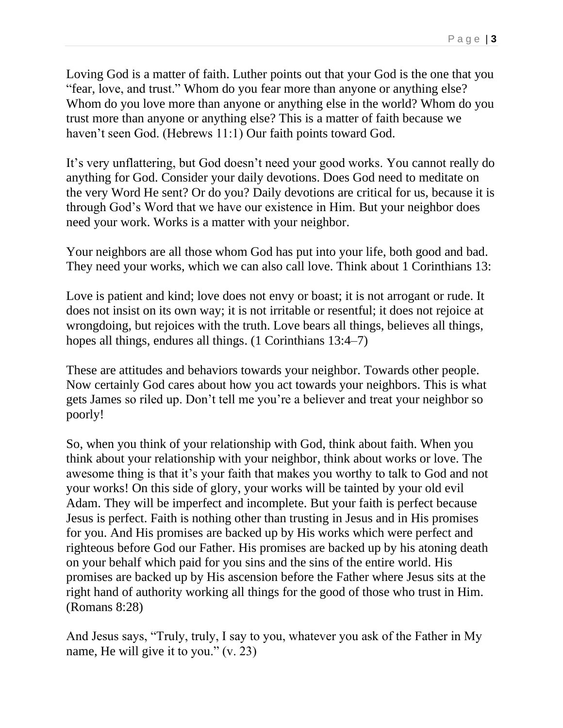Loving God is a matter of faith. Luther points out that your God is the one that you "fear, love, and trust." Whom do you fear more than anyone or anything else? Whom do you love more than anyone or anything else in the world? Whom do you trust more than anyone or anything else? This is a matter of faith because we haven't seen God. (Hebrews 11:1) Our faith points toward God.

It's very unflattering, but God doesn't need your good works. You cannot really do anything for God. Consider your daily devotions. Does God need to meditate on the very Word He sent? Or do you? Daily devotions are critical for us, because it is through God's Word that we have our existence in Him. But your neighbor does need your work. Works is a matter with your neighbor.

Your neighbors are all those whom God has put into your life, both good and bad. They need your works, which we can also call love. Think about 1 Corinthians 13:

Love is patient and kind; love does not envy or boast; it is not arrogant or rude. It does not insist on its own way; it is not irritable or resentful; it does not rejoice at wrongdoing, but rejoices with the truth. Love bears all things, believes all things, hopes all things, endures all things. (1 Corinthians 13:4–7)

These are attitudes and behaviors towards your neighbor. Towards other people. Now certainly God cares about how you act towards your neighbors. This is what gets James so riled up. Don't tell me you're a believer and treat your neighbor so poorly!

So, when you think of your relationship with God, think about faith. When you think about your relationship with your neighbor, think about works or love. The awesome thing is that it's your faith that makes you worthy to talk to God and not your works! On this side of glory, your works will be tainted by your old evil Adam. They will be imperfect and incomplete. But your faith is perfect because Jesus is perfect. Faith is nothing other than trusting in Jesus and in His promises for you. And His promises are backed up by His works which were perfect and righteous before God our Father. His promises are backed up by his atoning death on your behalf which paid for you sins and the sins of the entire world. His promises are backed up by His ascension before the Father where Jesus sits at the right hand of authority working all things for the good of those who trust in Him. (Romans 8:28)

And Jesus says, "Truly, truly, I say to you, whatever you ask of the Father in My name, He will give it to you." (v. 23)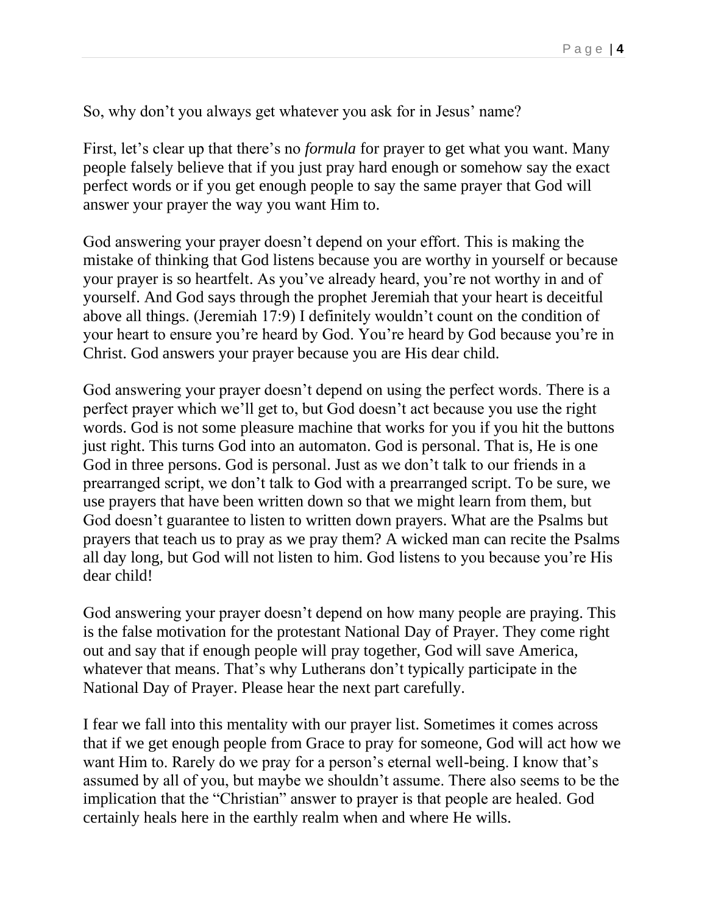So, why don't you always get whatever you ask for in Jesus' name?

First, let's clear up that there's no *formula* for prayer to get what you want. Many people falsely believe that if you just pray hard enough or somehow say the exact perfect words or if you get enough people to say the same prayer that God will answer your prayer the way you want Him to.

God answering your prayer doesn't depend on your effort. This is making the mistake of thinking that God listens because you are worthy in yourself or because your prayer is so heartfelt. As you've already heard, you're not worthy in and of yourself. And God says through the prophet Jeremiah that your heart is deceitful above all things. (Jeremiah 17:9) I definitely wouldn't count on the condition of your heart to ensure you're heard by God. You're heard by God because you're in Christ. God answers your prayer because you are His dear child.

God answering your prayer doesn't depend on using the perfect words. There is a perfect prayer which we'll get to, but God doesn't act because you use the right words. God is not some pleasure machine that works for you if you hit the buttons just right. This turns God into an automaton. God is personal. That is, He is one God in three persons. God is personal. Just as we don't talk to our friends in a prearranged script, we don't talk to God with a prearranged script. To be sure, we use prayers that have been written down so that we might learn from them, but God doesn't guarantee to listen to written down prayers. What are the Psalms but prayers that teach us to pray as we pray them? A wicked man can recite the Psalms all day long, but God will not listen to him. God listens to you because you're His dear child!

God answering your prayer doesn't depend on how many people are praying. This is the false motivation for the protestant National Day of Prayer. They come right out and say that if enough people will pray together, God will save America, whatever that means. That's why Lutherans don't typically participate in the National Day of Prayer. Please hear the next part carefully.

I fear we fall into this mentality with our prayer list. Sometimes it comes across that if we get enough people from Grace to pray for someone, God will act how we want Him to. Rarely do we pray for a person's eternal well-being. I know that's assumed by all of you, but maybe we shouldn't assume. There also seems to be the implication that the "Christian" answer to prayer is that people are healed. God certainly heals here in the earthly realm when and where He wills.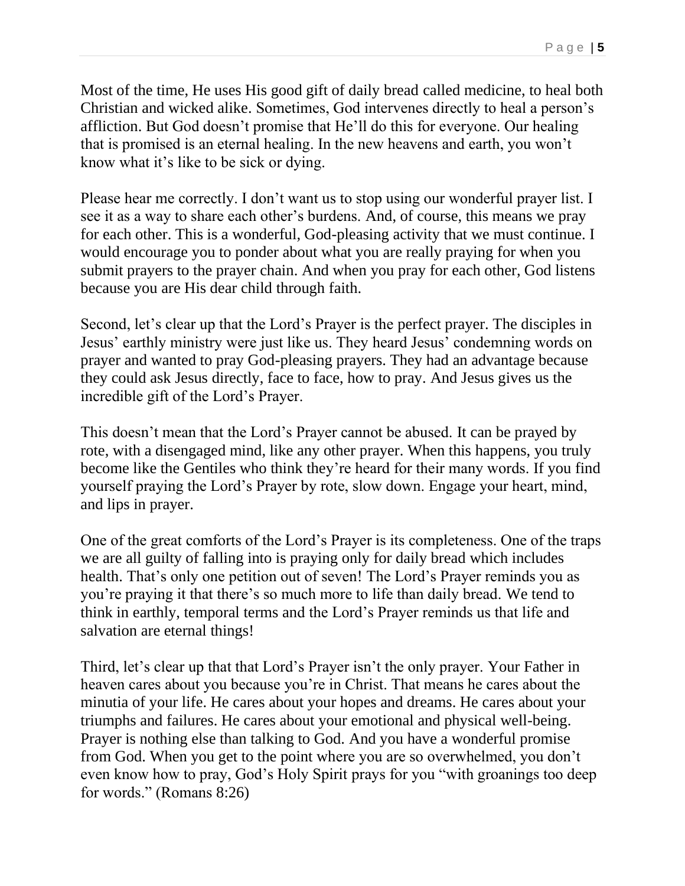Most of the time, He uses His good gift of daily bread called medicine, to heal both Christian and wicked alike. Sometimes, God intervenes directly to heal a person's affliction. But God doesn't promise that He'll do this for everyone. Our healing that is promised is an eternal healing. In the new heavens and earth, you won't know what it's like to be sick or dying.

Please hear me correctly. I don't want us to stop using our wonderful prayer list. I see it as a way to share each other's burdens. And, of course, this means we pray for each other. This is a wonderful, God-pleasing activity that we must continue. I would encourage you to ponder about what you are really praying for when you submit prayers to the prayer chain. And when you pray for each other, God listens because you are His dear child through faith.

Second, let's clear up that the Lord's Prayer is the perfect prayer. The disciples in Jesus' earthly ministry were just like us. They heard Jesus' condemning words on prayer and wanted to pray God-pleasing prayers. They had an advantage because they could ask Jesus directly, face to face, how to pray. And Jesus gives us the incredible gift of the Lord's Prayer.

This doesn't mean that the Lord's Prayer cannot be abused. It can be prayed by rote, with a disengaged mind, like any other prayer. When this happens, you truly become like the Gentiles who think they're heard for their many words. If you find yourself praying the Lord's Prayer by rote, slow down. Engage your heart, mind, and lips in prayer.

One of the great comforts of the Lord's Prayer is its completeness. One of the traps we are all guilty of falling into is praying only for daily bread which includes health. That's only one petition out of seven! The Lord's Prayer reminds you as you're praying it that there's so much more to life than daily bread. We tend to think in earthly, temporal terms and the Lord's Prayer reminds us that life and salvation are eternal things!

Third, let's clear up that that Lord's Prayer isn't the only prayer. Your Father in heaven cares about you because you're in Christ. That means he cares about the minutia of your life. He cares about your hopes and dreams. He cares about your triumphs and failures. He cares about your emotional and physical well-being. Prayer is nothing else than talking to God. And you have a wonderful promise from God. When you get to the point where you are so overwhelmed, you don't even know how to pray, God's Holy Spirit prays for you "with groanings too deep for words." (Romans 8:26)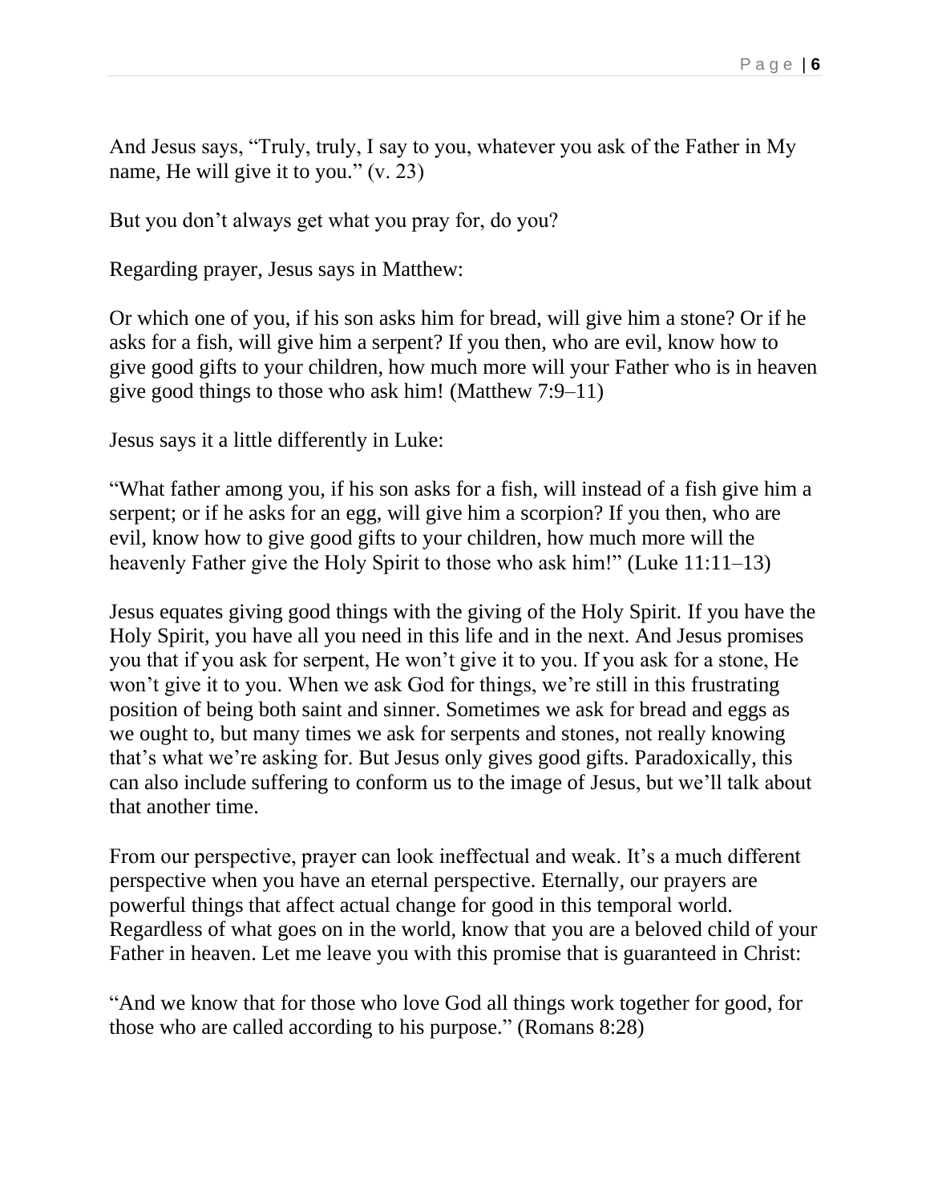And Jesus says, “Truly, truly, I say to you, whatever you ask of the Father in My name, He will give it to you.” (v. 23)

But you don’t always get what you pray for, do you?

Regarding prayer, Jesus says in Matthew:

Or which one of you, if his son asks him for bread, will give him a stone? Or if he asks for a fish, will give him a serpent? If you then, who are evil, know how to give good gifts to your children, how much more will your Father who is in heaven give good things to those who ask him! (Matthew 7:9–11)

Jesus says it a little differently in Luke:

“What father among you, if his son asks for a fish, will instead of a fish give him a serpent; or if he asks for an egg, will give him a scorpion? If you then, who are evil, know how to give good gifts to your children, how much more will the heavenly Father give the Holy Spirit to those who ask him!” (Luke 11:11–13)

Jesus equates giving good things with the giving of the Holy Spirit. If you have the Holy Spirit, you have all you need in this life and in the next. And Jesus promises you that if you ask for serpent, He won’t give it to you. If you ask for a stone, He won’t give it to you. When we ask God for things, we’re still in this frustrating position of being both saint and sinner. Sometimes we ask for bread and eggs as we ought to, but many times we ask for serpents and stones, not really knowing that’s what we’re asking for. But Jesus only gives good gifts. Paradoxically, this can also include suffering to conform us to the image of Jesus, but we’ll talk about that another time.

From our perspective, prayer can look ineffectual and weak. It’s a much different perspective when you have an eternal perspective. Eternally, our prayers are powerful things that affect actual change for good in this temporal world. Regardless of what goes on in the world, know that you are a beloved child of your Father in heaven. Let me leave you with this promise that is guaranteed in Christ:

“And we know that for those who love God all things work together for good, for those who are called according to his purpose.” (Romans 8:28)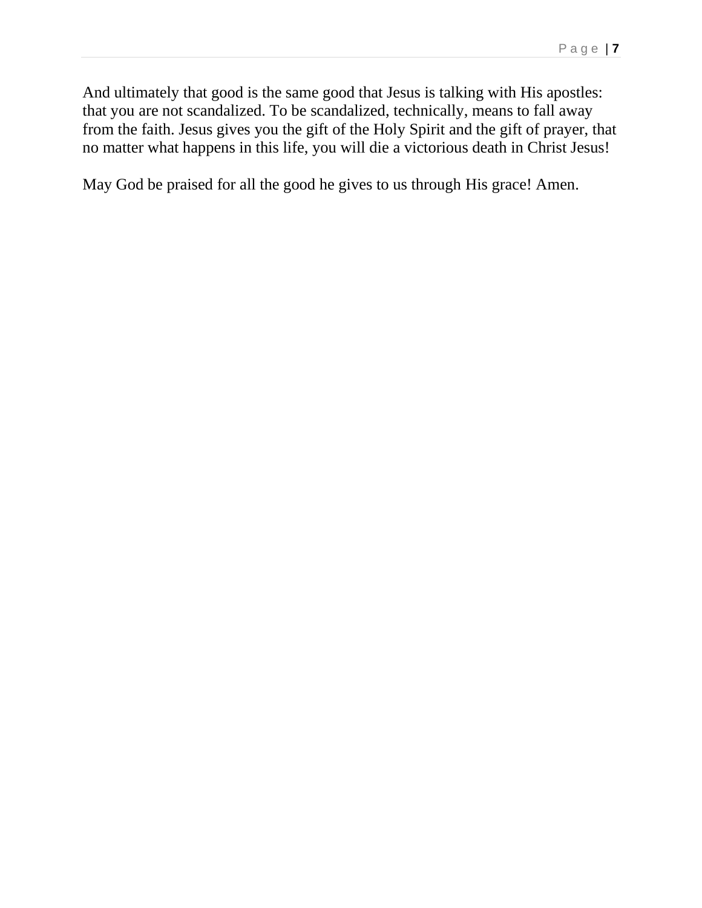And ultimately that good is the same good that Jesus is talking with His apostles: that you are not scandalized. To be scandalized, technically, means to fall away from the faith. Jesus gives you the gift of the Holy Spirit and the gift of prayer, that no matter what happens in this life, you will die a victorious death in Christ Jesus!

May God be praised for all the good he gives to us through His grace! Amen.